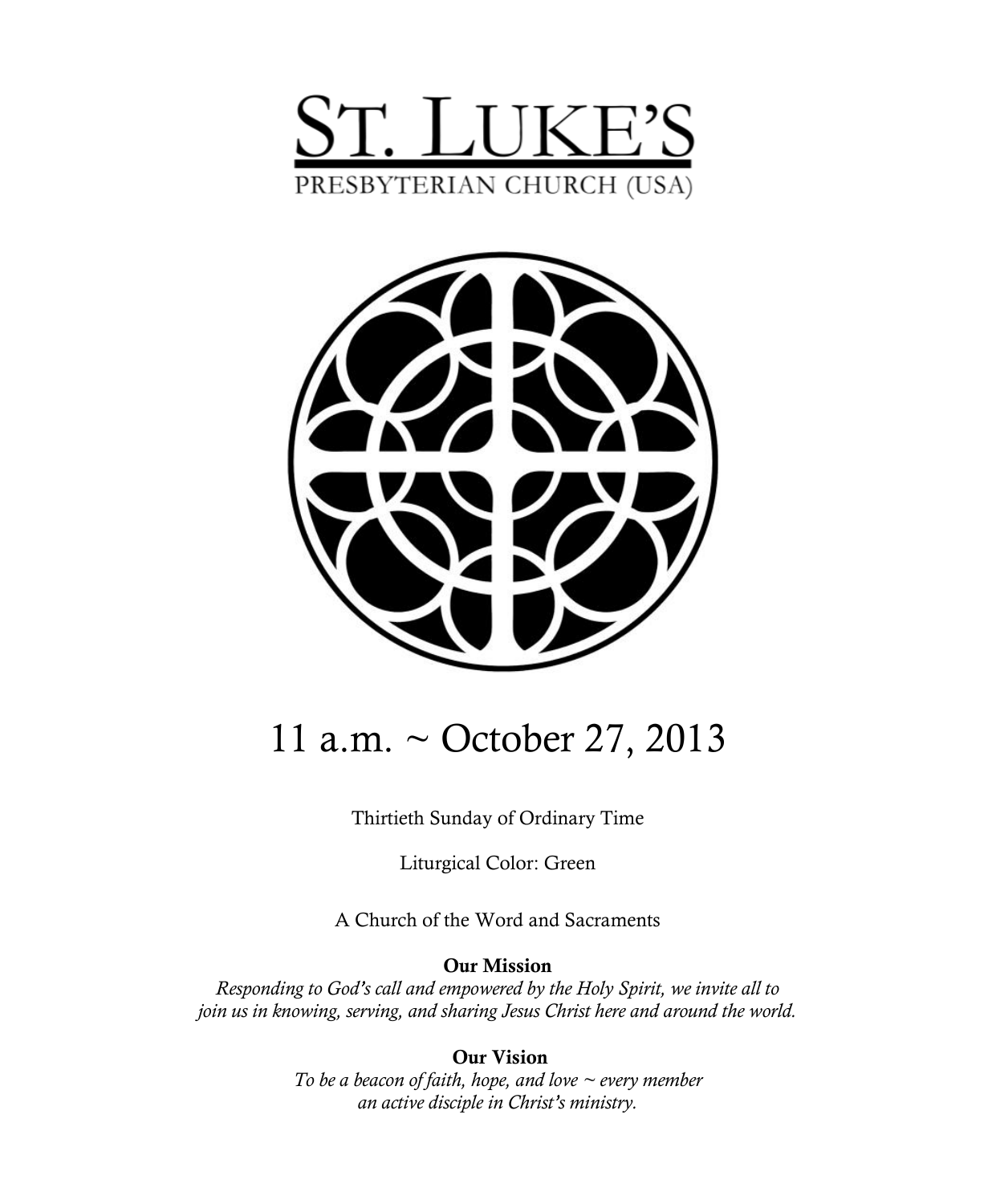# ST. LUKE'S

PRESBYTERIAN CHURCH (USA)

# 11 a.m. ~ October 27, 2013

Thirtieth Sunday of Ordinary Time

Liturgical Color: Green

A Church of the Word and Sacraments

**Our Mission**

*Responding to God's call and empowered by the Holy Spirit, we invite all to join us in knowing, serving, and sharing Jesus Christ here and around the world.*

**Our Vision**

*To be a beacon of faith, hope, and love ~ every member an active disciple in Christ's ministry.*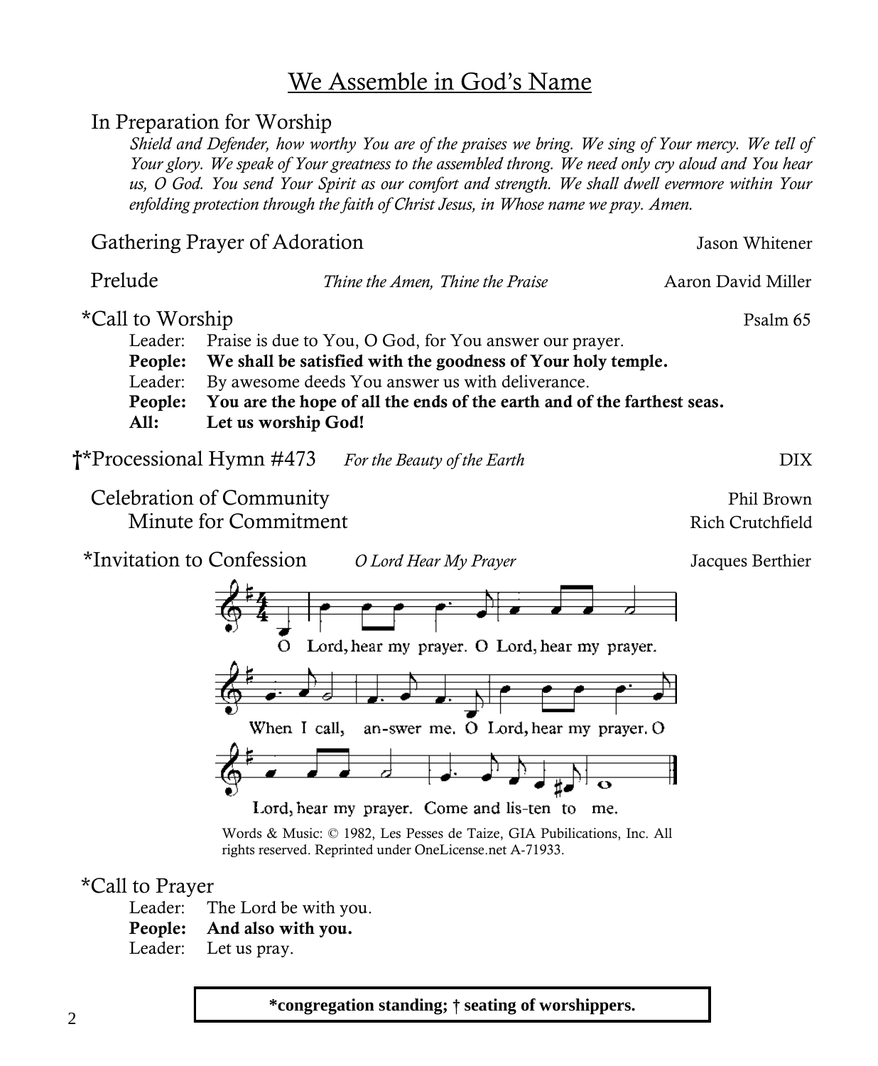## We Assemble in God's Name

In Preparation for Worship

*Shield and Defender, how worthy You are of the praises we bring. We sing of Your mercy. We tell of Your glory. We speak of Your greatness to the assembled throng. We need only cry aloud and You hear us, O God. You send Your Spirit as our comfort and strength. We shall dwell evermore within Your enfolding protection through the faith of Christ Jesus, in Whose name we pray. Amen.*

Gathering Prayer of Adoration — Jason Whitener

Prelude — *Thine the Amen, Thine the Praise* — Aaron David Miller

*Call to Worship — Psalm 65

Leader: Praise is due to You, O God, for You answer our prayer.
**People: We shall be satisfied with the goodness of Your holy temple.**
Leader: By awesome deeds You answer us with deliverance.
**People: You are the hope of all the ends of the earth and of the farthest seas.**
**All: Let us worship God!**

†*Processional Hymn #473 — *For the Beauty of the Earth* — DIX

Celebration of Community — Phil Brown
Minute for Commitment — Rich Crutchfield

*Invitation to Confession — *O Lord Hear My Prayer* — Jacques Berthier

O Lord, hear my prayer. O Lord, hear my prayer.
When I call, an-swer me. O Lord, hear my prayer. O
Lord, hear my prayer. Come and lis-ten to me.

Words & Music: © 1982, Les Pesses de Taize, GIA Pubilications, Inc. All rights reserved. Reprinted under OneLicense.net A-71933.

*Call to Prayer

Leader: The Lord be with you.
**People: And also with you.**
Leader: Let us pray.

***congregation standing; † seating of worshippers.**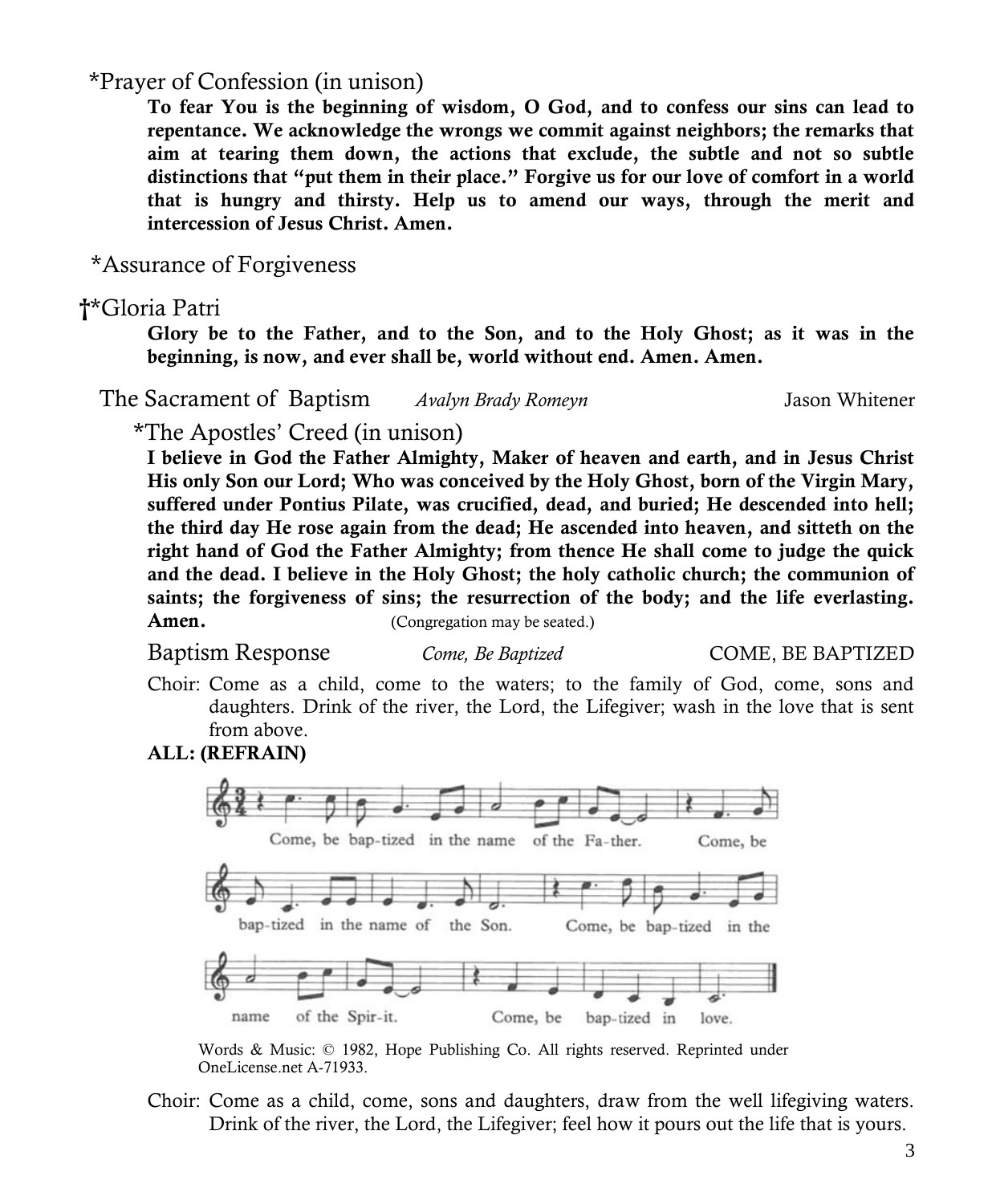*Prayer of Confession (in unison)

**To fear You is the beginning of wisdom, O God, and to confess our sins can lead to repentance. We acknowledge the wrongs we commit against neighbors; the remarks that aim at tearing them down, the actions that exclude, the subtle and not so subtle distinctions that "put them in their place." Forgive us for our love of comfort in a world that is hungry and thirsty. Help us to amend our ways, through the merit and intercession of Jesus Christ. Amen.**

*Assurance of Forgiveness

†*Gloria Patri

**Glory be to the Father, and to the Son, and to the Holy Ghost; as it was in the beginning, is now, and ever shall be, world without end. Amen. Amen.**

The Sacrament of Baptism *Avalyn Brady Romeyn* Jason Whitener

*The Apostles' Creed (in unison)

**I believe in God the Father Almighty, Maker of heaven and earth, and in Jesus Christ His only Son our Lord; Who was conceived by the Holy Ghost, born of the Virgin Mary, suffered under Pontius Pilate, was crucified, dead, and buried; He descended into hell; the third day He rose again from the dead; He ascended into heaven, and sitteth on the right hand of God the Father Almighty; from thence He shall come to judge the quick and the dead. I believe in the Holy Ghost; the holy catholic church; the communion of saints; the forgiveness of sins; the resurrection of the body; and the life everlasting. Amen.** (Congregation may be seated.)

Baptism Response *Come, Be Baptized* COME, BE BAPTIZED

Choir: Come as a child, come to the waters; to the family of God, come, sons and daughters. Drink of the river, the Lord, the Lifegiver; wash in the love that is sent from above.

**ALL: (REFRAIN)**

Come, be bap-tized in the name of the Fa-ther. Come, be bap-tized in the name of the Son. Come, be bap-tized in the name of the Spir-it. Come, be bap-tized in love.

Words & Music: © 1982, Hope Publishing Co. All rights reserved. Reprinted under OneLicense.net A-71933.

Choir: Come as a child, come, sons and daughters, draw from the well lifegiving waters. Drink of the river, the Lord, the Lifegiver; feel how it pours out the life that is yours.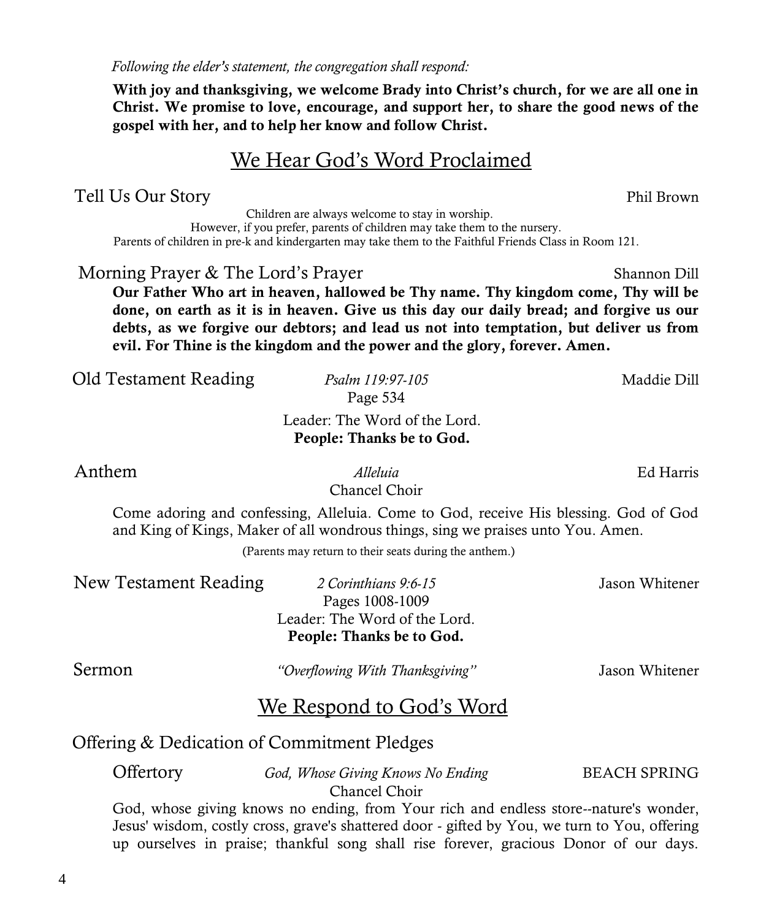*Following the elder's statement, the congregation shall respond:*

**With joy and thanksgiving, we welcome Brady into Christ's church, for we are all one in Christ. We promise to love, encourage, and support her, to share the good news of the gospel with her, and to help her know and follow Christ.**

## We Hear God's Word Proclaimed

Tell Us Our Story — Phil Brown

Children are always welcome to stay in worship.
However, if you prefer, parents of children may take them to the nursery.
Parents of children in pre-k and kindergarten may take them to the Faithful Friends Class in Room 121.

Morning Prayer & The Lord's Prayer — Shannon Dill

**Our Father Who art in heaven, hallowed be Thy name. Thy kingdom come, Thy will be done, on earth as it is in heaven. Give us this day our daily bread; and forgive us our debts, as we forgive our debtors; and lead us not into temptation, but deliver us from evil. For Thine is the kingdom and the power and the glory, forever. Amen.**

Old Testament Reading — *Psalm 119:97-105* — Maddie Dill
Page 534

Leader: The Word of the Lord.
**People: Thanks be to God.**

Anthem — *Alleluia* — Ed Harris
Chancel Choir

Come adoring and confessing, Alleluia. Come to God, receive His blessing. God of God and King of Kings, Maker of all wondrous things, sing we praises unto You. Amen.

(Parents may return to their seats during the anthem.)

New Testament Reading — *2 Corinthians 9:6-15* — Jason Whitener
Pages 1008-1009
Leader: The Word of the Lord.
**People: Thanks be to God.**

Sermon — *"Overflowing With Thanksgiving"* — Jason Whitener

## We Respond to God's Word

Offering & Dedication of Commitment Pledges

Offertory — *God, Whose Giving Knows No Ending* — BEACH SPRING
Chancel Choir

God, whose giving knows no ending, from Your rich and endless store--nature's wonder, Jesus' wisdom, costly cross, grave's shattered door - gifted by You, we turn to You, offering up ourselves in praise; thankful song shall rise forever, gracious Donor of our days.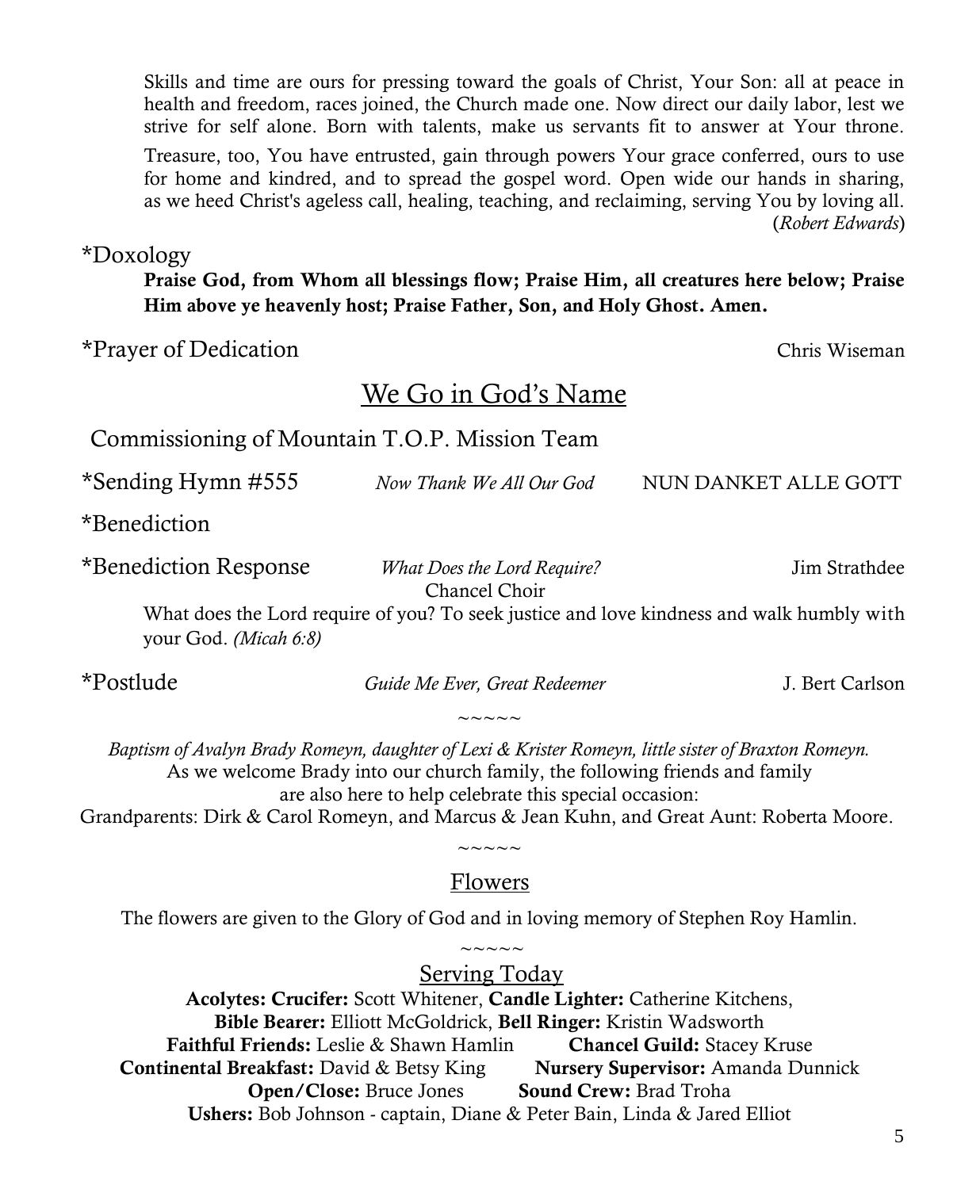Skills and time are ours for pressing toward the goals of Christ, Your Son: all at peace in health and freedom, races joined, the Church made one. Now direct our daily labor, lest we strive for self alone. Born with talents, make us servants fit to answer at Your throne.

Treasure, too, You have entrusted, gain through powers Your grace conferred, ours to use for home and kindred, and to spread the gospel word. Open wide our hands in sharing, as we heed Christ's ageless call, healing, teaching, and reclaiming, serving You by loving all. (*Robert Edwards*)

*Doxology

**Praise God, from Whom all blessings flow; Praise Him, all creatures here below; Praise Him above ye heavenly host; Praise Father, Son, and Holy Ghost. Amen.**

*Prayer of Dedication — Chris Wiseman

## We Go in God's Name

Commissioning of Mountain T.O.P. Mission Team

*Sending Hymn #555 — *Now Thank We All Our God* — NUN DANKET ALLE GOTT

*Benediction

*Benediction Response — *What Does the Lord Require?* — Jim Strathdee
Chancel Choir

What does the Lord require of you? To seek justice and love kindness and walk humbly with your God. *(Micah 6:8)*

*Postlude — *Guide Me Ever, Great Redeemer* — J. Bert Carlson

~~~~~

*Baptism of Avalyn Brady Romeyn, daughter of Lexi & Krister Romeyn, little sister of Braxton Romeyn.*
As we welcome Brady into our church family, the following friends and family are also here to help celebrate this special occasion:
Grandparents: Dirk & Carol Romeyn, and Marcus & Jean Kuhn, and Great Aunt: Roberta Moore.

~~~~~

## Flowers

The flowers are given to the Glory of God and in loving memory of Stephen Roy Hamlin.

~~~~~

## Serving Today

**Acolytes: Crucifer:** Scott Whitener, **Candle Lighter:** Catherine Kitchens,
**Bible Bearer:** Elliott McGoldrick, **Bell Ringer:** Kristin Wadsworth
**Faithful Friends:** Leslie & Shawn Hamlin **Chancel Guild:** Stacey Kruse
**Continental Breakfast:** David & Betsy King **Nursery Supervisor:** Amanda Dunnick
**Open/Close:** Bruce Jones **Sound Crew:** Brad Troha
**Ushers:** Bob Johnson - captain, Diane & Peter Bain, Linda & Jared Elliot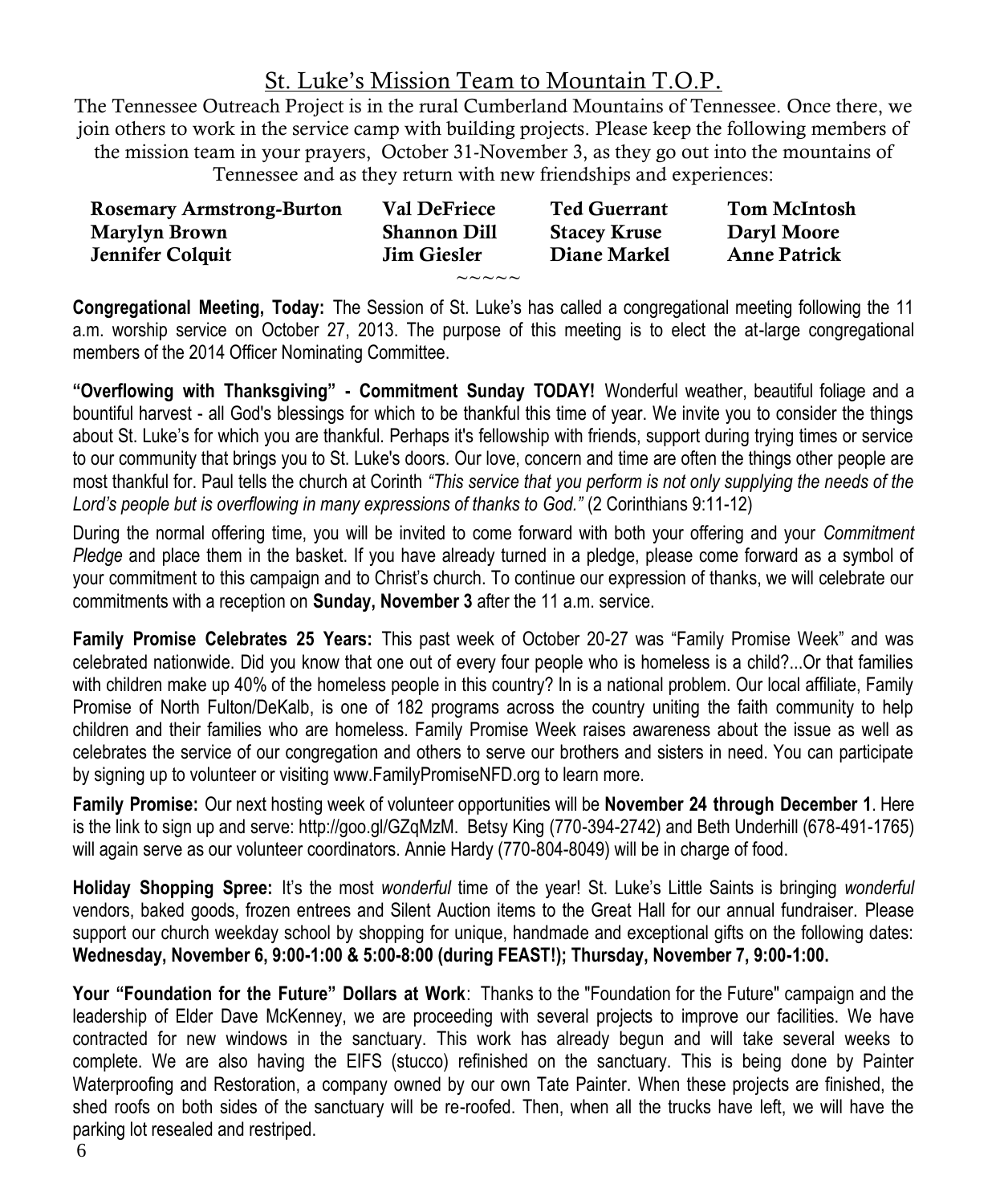## St. Luke's Mission Team to Mountain T.O.P.

The Tennessee Outreach Project is in the rural Cumberland Mountains of Tennessee. Once there, we join others to work in the service camp with building projects. Please keep the following members of the mission team in your prayers, October 31-November 3, as they go out into the mountains of Tennessee and as they return with new friendships and experiences:

| | | | |
|---|---|---|---|
| **Rosemary Armstrong-Burton** | **Val DeFriece** | **Ted Guerrant** | **Tom McIntosh** |
| **Marylyn Brown** | **Shannon Dill** | **Stacey Kruse** | **Daryl Moore** |
| **Jennifer Colquit** | **Jim Giesler** | **Diane Markel** | **Anne Patrick** |

~~~~~

**Congregational Meeting, Today:** The Session of St. Luke's has called a congregational meeting following the 11 a.m. worship service on October 27, 2013. The purpose of this meeting is to elect the at-large congregational members of the 2014 Officer Nominating Committee.

**"Overflowing with Thanksgiving" - Commitment Sunday TODAY!** Wonderful weather, beautiful foliage and a bountiful harvest - all God's blessings for which to be thankful this time of year. We invite you to consider the things about St. Luke's for which you are thankful. Perhaps it's fellowship with friends, support during trying times or service to our community that brings you to St. Luke's doors. Our love, concern and time are often the things other people are most thankful for. Paul tells the church at Corinth *"This service that you perform is not only supplying the needs of the Lord's people but is overflowing in many expressions of thanks to God."* (2 Corinthians 9:11-12)

During the normal offering time, you will be invited to come forward with both your offering and your *Commitment Pledge* and place them in the basket. If you have already turned in a pledge, please come forward as a symbol of your commitment to this campaign and to Christ's church. To continue our expression of thanks, we will celebrate our commitments with a reception on **Sunday, November 3** after the 11 a.m. service.

**Family Promise Celebrates 25 Years:** This past week of October 20-27 was "Family Promise Week" and was celebrated nationwide. Did you know that one out of every four people who is homeless is a child?...Or that families with children make up 40% of the homeless people in this country? In is a national problem. Our local affiliate, Family Promise of North Fulton/DeKalb, is one of 182 programs across the country uniting the faith community to help children and their families who are homeless. Family Promise Week raises awareness about the issue as well as celebrates the service of our congregation and others to serve our brothers and sisters in need. You can participate by signing up to volunteer or visiting www.FamilyPromiseNFD.org to learn more.

**Family Promise:** Our next hosting week of volunteer opportunities will be **November 24 through December 1**. Here is the link to sign up and serve: http://goo.gl/GZqMzM. Betsy King (770-394-2742) and Beth Underhill (678-491-1765) will again serve as our volunteer coordinators. Annie Hardy (770-804-8049) will be in charge of food.

**Holiday Shopping Spree:** It's the most *wonderful* time of the year! St. Luke's Little Saints is bringing *wonderful* vendors, baked goods, frozen entrees and Silent Auction items to the Great Hall for our annual fundraiser. Please support our church weekday school by shopping for unique, handmade and exceptional gifts on the following dates: **Wednesday, November 6, 9:00-1:00 & 5:00-8:00 (during FEAST!); Thursday, November 7, 9:00-1:00.**

**Your "Foundation for the Future" Dollars at Work**: Thanks to the "Foundation for the Future" campaign and the leadership of Elder Dave McKenney, we are proceeding with several projects to improve our facilities. We have contracted for new windows in the sanctuary. This work has already begun and will take several weeks to complete. We are also having the EIFS (stucco) refinished on the sanctuary. This is being done by Painter Waterproofing and Restoration, a company owned by our own Tate Painter. When these projects are finished, the shed roofs on both sides of the sanctuary will be re-roofed. Then, when all the trucks have left, we will have the parking lot resealed and restriped.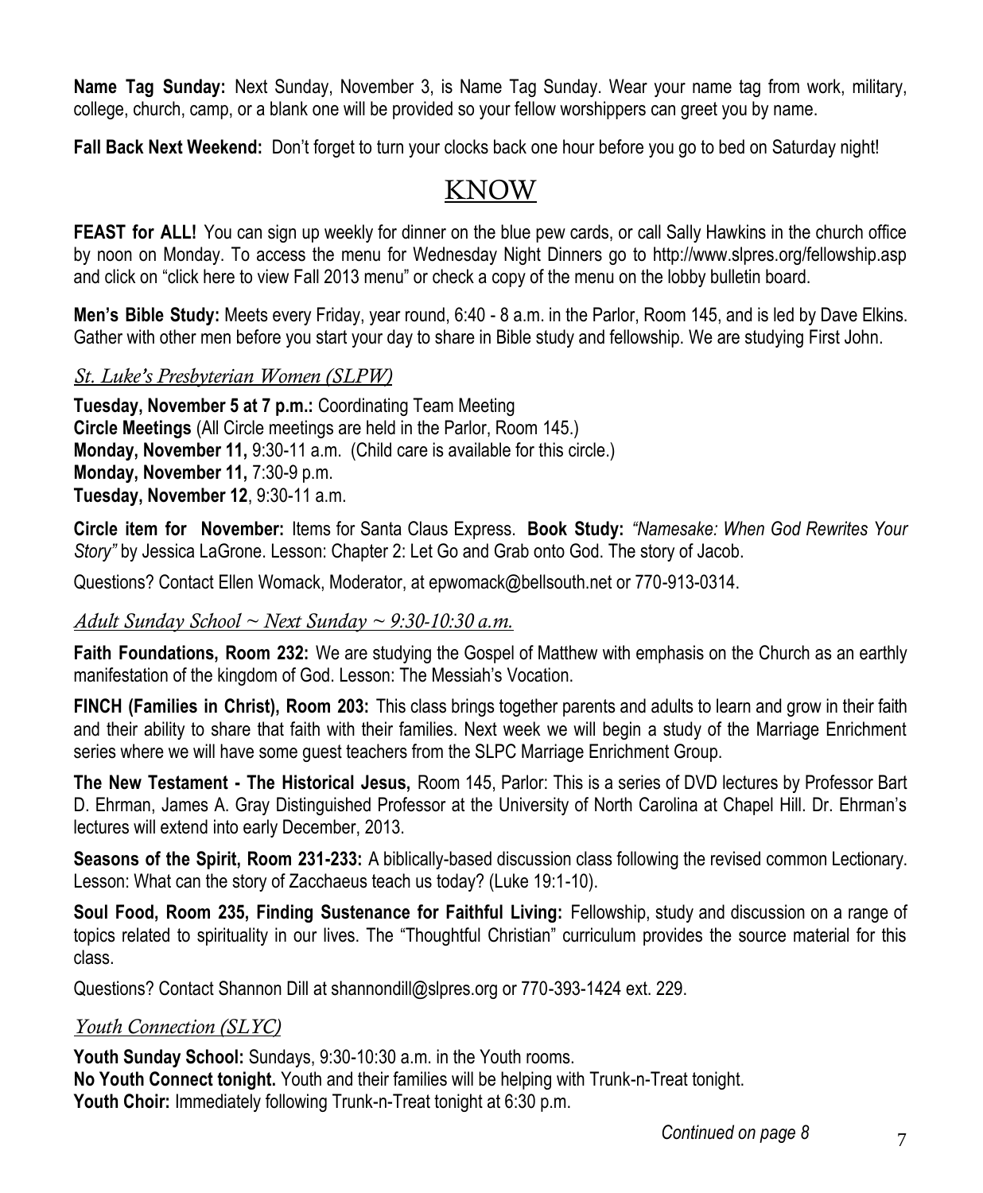**Name Tag Sunday:** Next Sunday, November 3, is Name Tag Sunday. Wear your name tag from work, military, college, church, camp, or a blank one will be provided so your fellow worshippers can greet you by name.

**Fall Back Next Weekend:** Don't forget to turn your clocks back one hour before you go to bed on Saturday night!

# KNOW

**FEAST for ALL!** You can sign up weekly for dinner on the blue pew cards, or call Sally Hawkins in the church office by noon on Monday. To access the menu for Wednesday Night Dinners go to http://www.slpres.org/fellowship.asp and click on "click here to view Fall 2013 menu" or check a copy of the menu on the lobby bulletin board.

**Men's Bible Study:** Meets every Friday, year round, 6:40 - 8 a.m. in the Parlor, Room 145, and is led by Dave Elkins. Gather with other men before you start your day to share in Bible study and fellowship. We are studying First John.

## *St. Luke's Presbyterian Women (SLPW)*

**Tuesday, November 5 at 7 p.m.:** Coordinating Team Meeting
**Circle Meetings** (All Circle meetings are held in the Parlor, Room 145.)
**Monday, November 11,** 9:30-11 a.m. (Child care is available for this circle.)
**Monday, November 11,** 7:30-9 p.m.
**Tuesday, November 12**, 9:30-11 a.m.

**Circle item for November:** Items for Santa Claus Express. **Book Study:** *"Namesake: When God Rewrites Your Story"* by Jessica LaGrone. Lesson: Chapter 2: Let Go and Grab onto God. The story of Jacob.

Questions? Contact Ellen Womack, Moderator, at epwomack@bellsouth.net or 770-913-0314.

## *Adult Sunday School ~ Next Sunday ~ 9:30-10:30 a.m.*

**Faith Foundations, Room 232:** We are studying the Gospel of Matthew with emphasis on the Church as an earthly manifestation of the kingdom of God. Lesson: The Messiah's Vocation.

**FINCH (Families in Christ), Room 203:** This class brings together parents and adults to learn and grow in their faith and their ability to share that faith with their families. Next week we will begin a study of the Marriage Enrichment series where we will have some guest teachers from the SLPC Marriage Enrichment Group.

**The New Testament - The Historical Jesus,** Room 145, Parlor: This is a series of DVD lectures by Professor Bart D. Ehrman, James A. Gray Distinguished Professor at the University of North Carolina at Chapel Hill. Dr. Ehrman's lectures will extend into early December, 2013.

**Seasons of the Spirit, Room 231-233:** A biblically-based discussion class following the revised common Lectionary. Lesson: What can the story of Zacchaeus teach us today? (Luke 19:1-10).

**Soul Food, Room 235, Finding Sustenance for Faithful Living:** Fellowship, study and discussion on a range of topics related to spirituality in our lives. The "Thoughtful Christian" curriculum provides the source material for this class.

Questions? Contact Shannon Dill at shannondill@slpres.org or 770-393-1424 ext. 229.

## *Youth Connection (SLYC)*

**Youth Sunday School:** Sundays, 9:30-10:30 a.m. in the Youth rooms.
**No Youth Connect tonight.** Youth and their families will be helping with Trunk-n-Treat tonight.
**Youth Choir:** Immediately following Trunk-n-Treat tonight at 6:30 p.m.

*Continued on page 8*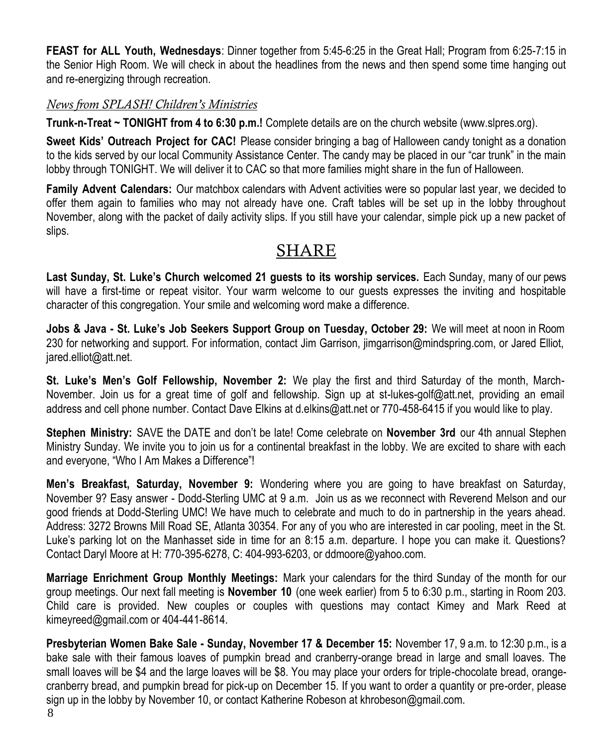**FEAST for ALL Youth, Wednesdays**: Dinner together from 5:45-6:25 in the Great Hall; Program from 6:25-7:15 in the Senior High Room. We will check in about the headlines from the news and then spend some time hanging out and re-energizing through recreation.

*News from SPLASH! Children's Ministries*

**Trunk-n-Treat ~ TONIGHT from 4 to 6:30 p.m.!** Complete details are on the church website (www.slpres.org).

**Sweet Kids' Outreach Project for CAC!** Please consider bringing a bag of Halloween candy tonight as a donation to the kids served by our local Community Assistance Center. The candy may be placed in our "car trunk" in the main lobby through TONIGHT. We will deliver it to CAC so that more families might share in the fun of Halloween.

**Family Advent Calendars:** Our matchbox calendars with Advent activities were so popular last year, we decided to offer them again to families who may not already have one. Craft tables will be set up in the lobby throughout November, along with the packet of daily activity slips. If you still have your calendar, simple pick up a new packet of slips.

## SHARE

**Last Sunday, St. Luke's Church welcomed 21 guests to its worship services.** Each Sunday, many of our pews will have a first-time or repeat visitor. Your warm welcome to our guests expresses the inviting and hospitable character of this congregation. Your smile and welcoming word make a difference.

**Jobs & Java - St. Luke's Job Seekers Support Group on Tuesday, October 29:** We will meet at noon in Room 230 for networking and support. For information, contact Jim Garrison, jimgarrison@mindspring.com, or Jared Elliot, jared.elliot@att.net.

**St. Luke's Men's Golf Fellowship, November 2:** We play the first and third Saturday of the month, March-November. Join us for a great time of golf and fellowship. Sign up at st-lukes-golf@att.net, providing an email address and cell phone number. Contact Dave Elkins at d.elkins@att.net or 770-458-6415 if you would like to play.

**Stephen Ministry:** SAVE the DATE and don't be late! Come celebrate on **November 3rd** our 4th annual Stephen Ministry Sunday. We invite you to join us for a continental breakfast in the lobby. We are excited to share with each and everyone, "Who I Am Makes a Difference"!

**Men's Breakfast, Saturday, November 9:** Wondering where you are going to have breakfast on Saturday, November 9? Easy answer - Dodd-Sterling UMC at 9 a.m. Join us as we reconnect with Reverend Melson and our good friends at Dodd-Sterling UMC! We have much to celebrate and much to do in partnership in the years ahead. Address: 3272 Browns Mill Road SE, Atlanta 30354. For any of you who are interested in car pooling, meet in the St. Luke's parking lot on the Manhasset side in time for an 8:15 a.m. departure. I hope you can make it. Questions? Contact Daryl Moore at H: 770-395-6278, C: 404-993-6203, or ddmoore@yahoo.com.

**Marriage Enrichment Group Monthly Meetings:** Mark your calendars for the third Sunday of the month for our group meetings. Our next fall meeting is **November 10** (one week earlier) from 5 to 6:30 p.m., starting in Room 203. Child care is provided. New couples or couples with questions may contact Kimey and Mark Reed at kimeyreed@gmail.com or 404-441-8614.

**Presbyterian Women Bake Sale - Sunday, November 17 & December 15:** November 17, 9 a.m. to 12:30 p.m., is a bake sale with their famous loaves of pumpkin bread and cranberry-orange bread in large and small loaves. The small loaves will be $4 and the large loaves will be $8. You may place your orders for triple-chocolate bread, orange-cranberry bread, and pumpkin bread for pick-up on December 15. If you want to order a quantity or pre-order, please sign up in the lobby by November 10, or contact Katherine Robeson at khrobeson@gmail.com.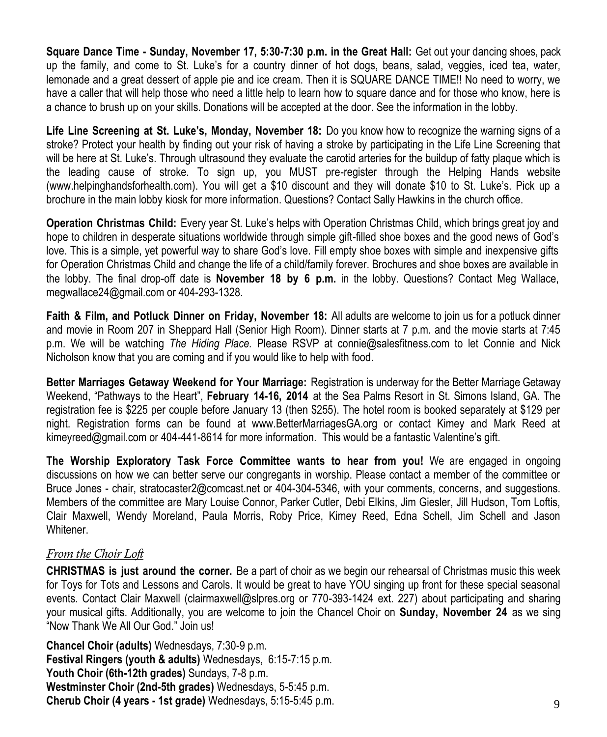**Square Dance Time - Sunday, November 17, 5:30-7:30 p.m. in the Great Hall:** Get out your dancing shoes, pack up the family, and come to St. Luke's for a country dinner of hot dogs, beans, salad, veggies, iced tea, water, lemonade and a great dessert of apple pie and ice cream. Then it is SQUARE DANCE TIME!! No need to worry, we have a caller that will help those who need a little help to learn how to square dance and for those who know, here is a chance to brush up on your skills. Donations will be accepted at the door. See the information in the lobby.

**Life Line Screening at St. Luke's, Monday, November 18:** Do you know how to recognize the warning signs of a stroke? Protect your health by finding out your risk of having a stroke by participating in the Life Line Screening that will be here at St. Luke's. Through ultrasound they evaluate the carotid arteries for the buildup of fatty plaque which is the leading cause of stroke. To sign up, you MUST pre-register through the Helping Hands website (www.helpinghandsforhealth.com). You will get a $10 discount and they will donate $10 to St. Luke's. Pick up a brochure in the main lobby kiosk for more information. Questions? Contact Sally Hawkins in the church office.

**Operation Christmas Child:** Every year St. Luke's helps with Operation Christmas Child, which brings great joy and hope to children in desperate situations worldwide through simple gift-filled shoe boxes and the good news of God's love. This is a simple, yet powerful way to share God's love. Fill empty shoe boxes with simple and inexpensive gifts for Operation Christmas Child and change the life of a child/family forever. Brochures and shoe boxes are available in the lobby. The final drop-off date is **November 18 by 6 p.m.** in the lobby. Questions? Contact Meg Wallace, megwallace24@gmail.com or 404-293-1328.

**Faith & Film, and Potluck Dinner on Friday, November 18:** All adults are welcome to join us for a potluck dinner and movie in Room 207 in Sheppard Hall (Senior High Room). Dinner starts at 7 p.m. and the movie starts at 7:45 p.m. We will be watching *The Hiding Place.* Please RSVP at connie@salesfitness.com to let Connie and Nick Nicholson know that you are coming and if you would like to help with food.

**Better Marriages Getaway Weekend for Your Marriage:** Registration is underway for the Better Marriage Getaway Weekend, "Pathways to the Heart", **February 14-16, 2014** at the Sea Palms Resort in St. Simons Island, GA. The registration fee is $225 per couple before January 13 (then $255). The hotel room is booked separately at $129 per night. Registration forms can be found at www.BetterMarriagesGA.org or contact Kimey and Mark Reed at kimeyreed@gmail.com or 404-441-8614 for more information. This would be a fantastic Valentine's gift.

**The Worship Exploratory Task Force Committee wants to hear from you!** We are engaged in ongoing discussions on how we can better serve our congregants in worship. Please contact a member of the committee or Bruce Jones - chair, stratocaster2@comcast.net or 404-304-5346, with your comments, concerns, and suggestions. Members of the committee are Mary Louise Connor, Parker Cutler, Debi Elkins, Jim Giesler, Jill Hudson, Tom Loftis, Clair Maxwell, Wendy Moreland, Paula Morris, Roby Price, Kimey Reed, Edna Schell, Jim Schell and Jason Whitener.

## *From the Choir Loft*

**CHRISTMAS is just around the corner.** Be a part of choir as we begin our rehearsal of Christmas music this week for Toys for Tots and Lessons and Carols. It would be great to have YOU singing up front for these special seasonal events. Contact Clair Maxwell (clairmaxwell@slpres.org or 770-393-1424 ext. 227) about participating and sharing your musical gifts. Additionally, you are welcome to join the Chancel Choir on **Sunday, November 24** as we sing "Now Thank We All Our God." Join us!

**Chancel Choir (adults)** Wednesdays, 7:30-9 p.m.
**Festival Ringers (youth & adults)** Wednesdays, 6:15-7:15 p.m.
**Youth Choir (6th-12th grades)** Sundays, 7-8 p.m.
**Westminster Choir (2nd-5th grades)** Wednesdays, 5-5:45 p.m.
**Cherub Choir (4 years - 1st grade)** Wednesdays, 5:15-5:45 p.m.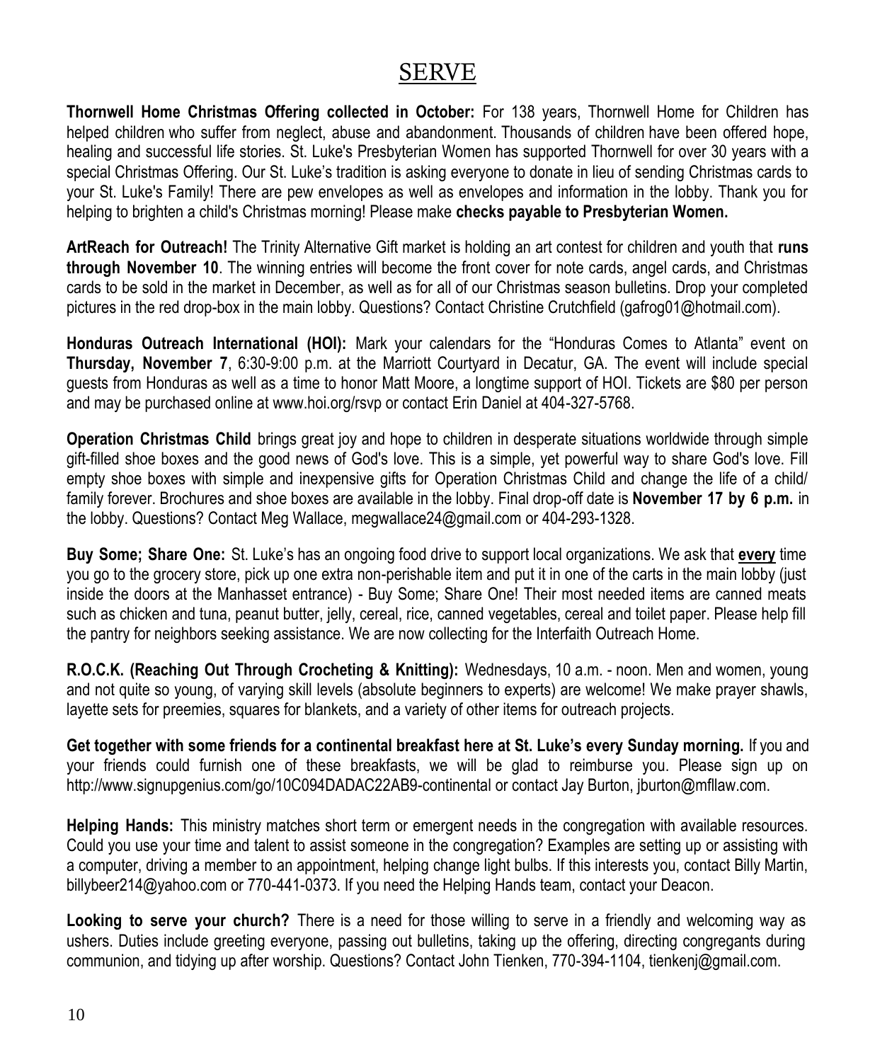# SERVE

**Thornwell Home Christmas Offering collected in October:** For 138 years, Thornwell Home for Children has helped children who suffer from neglect, abuse and abandonment. Thousands of children have been offered hope, healing and successful life stories. St. Luke's Presbyterian Women has supported Thornwell for over 30 years with a special Christmas Offering. Our St. Luke's tradition is asking everyone to donate in lieu of sending Christmas cards to your St. Luke's Family! There are pew envelopes as well as envelopes and information in the lobby. Thank you for helping to brighten a child's Christmas morning! Please make **checks payable to Presbyterian Women.**

**ArtReach for Outreach!** The Trinity Alternative Gift market is holding an art contest for children and youth that **runs through November 10**. The winning entries will become the front cover for note cards, angel cards, and Christmas cards to be sold in the market in December, as well as for all of our Christmas season bulletins. Drop your completed pictures in the red drop-box in the main lobby. Questions? Contact Christine Crutchfield (gafrog01@hotmail.com).

**Honduras Outreach International (HOI):** Mark your calendars for the "Honduras Comes to Atlanta" event on **Thursday, November 7**, 6:30-9:00 p.m. at the Marriott Courtyard in Decatur, GA. The event will include special guests from Honduras as well as a time to honor Matt Moore, a longtime support of HOI. Tickets are $80 per person and may be purchased online at www.hoi.org/rsvp or contact Erin Daniel at 404-327-5768.

**Operation Christmas Child** brings great joy and hope to children in desperate situations worldwide through simple gift-filled shoe boxes and the good news of God's love. This is a simple, yet powerful way to share God's love. Fill empty shoe boxes with simple and inexpensive gifts for Operation Christmas Child and change the life of a child/ family forever. Brochures and shoe boxes are available in the lobby. Final drop-off date is **November 17 by 6 p.m.** in the lobby. Questions? Contact Meg Wallace, megwallace24@gmail.com or 404-293-1328.

**Buy Some; Share One:** St. Luke's has an ongoing food drive to support local organizations. We ask that **every** time you go to the grocery store, pick up one extra non-perishable item and put it in one of the carts in the main lobby (just inside the doors at the Manhasset entrance) - Buy Some; Share One! Their most needed items are canned meats such as chicken and tuna, peanut butter, jelly, cereal, rice, canned vegetables, cereal and toilet paper. Please help fill the pantry for neighbors seeking assistance. We are now collecting for the Interfaith Outreach Home.

**R.O.C.K. (Reaching Out Through Crocheting & Knitting):** Wednesdays, 10 a.m. - noon. Men and women, young and not quite so young, of varying skill levels (absolute beginners to experts) are welcome! We make prayer shawls, layette sets for preemies, squares for blankets, and a variety of other items for outreach projects.

**Get together with some friends for a continental breakfast here at St. Luke's every Sunday morning.** If you and your friends could furnish one of these breakfasts, we will be glad to reimburse you. Please sign up on http://www.signupgenius.com/go/10C094DADAC22AB9-continental or contact Jay Burton, jburton@mfllaw.com.

**Helping Hands:** This ministry matches short term or emergent needs in the congregation with available resources. Could you use your time and talent to assist someone in the congregation? Examples are setting up or assisting with a computer, driving a member to an appointment, helping change light bulbs. If this interests you, contact Billy Martin, billybeer214@yahoo.com or 770-441-0373. If you need the Helping Hands team, contact your Deacon.

**Looking to serve your church?** There is a need for those willing to serve in a friendly and welcoming way as ushers. Duties include greeting everyone, passing out bulletins, taking up the offering, directing congregants during communion, and tidying up after worship. Questions? Contact John Tienken, 770-394-1104, tienkenj@gmail.com.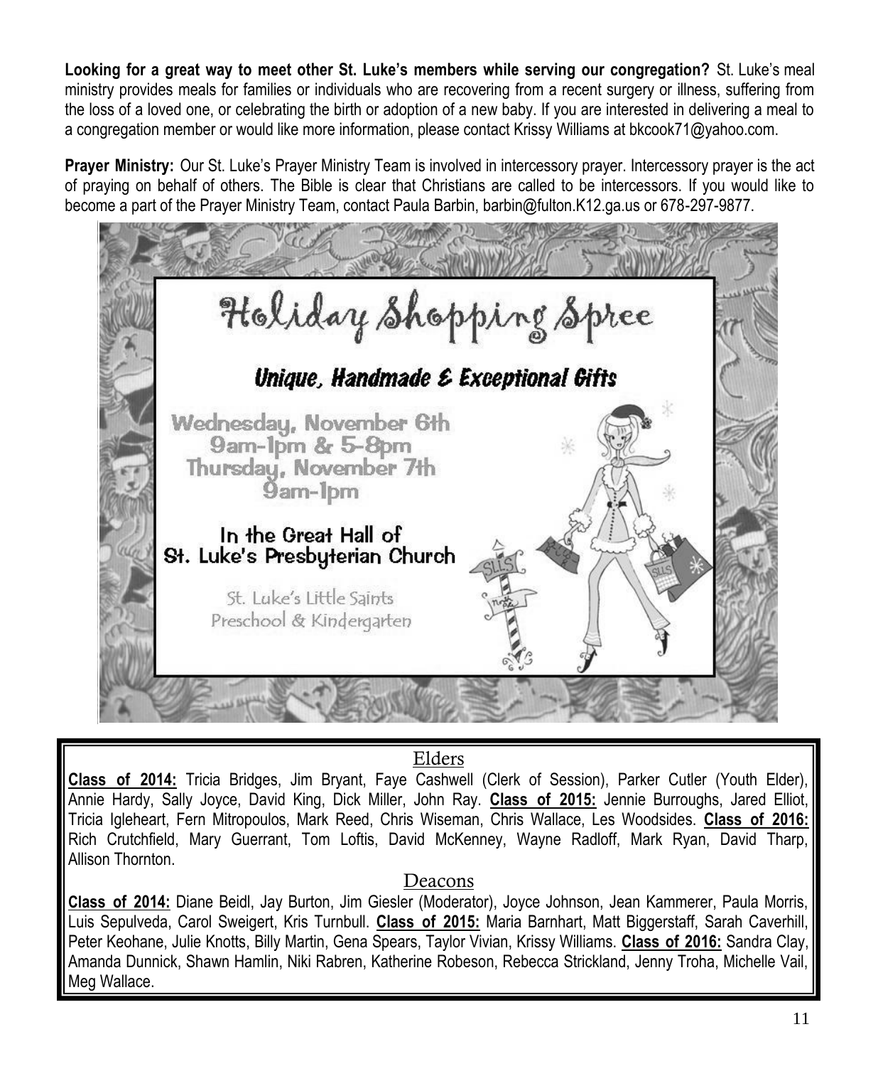**Looking for a great way to meet other St. Luke's members while serving our congregation?** St. Luke's meal ministry provides meals for families or individuals who are recovering from a recent surgery or illness, suffering from the loss of a loved one, or celebrating the birth or adoption of a new baby. If you are interested in delivering a meal to a congregation member or would like more information, please contact Krissy Williams at bkcook71@yahoo.com.

**Prayer Ministry:** Our St. Luke's Prayer Ministry Team is involved in intercessory prayer. Intercessory prayer is the act of praying on behalf of others. The Bible is clear that Christians are called to be intercessors. If you would like to become a part of the Prayer Ministry Team, contact Paula Barbin, barbin@fulton.K12.ga.us or 678-297-9877.

# Holiday Shopping Spree

***Unique, Handmade & Exceptional Gifts***

**Wednesday, November 6th**
**9am-1pm & 5-8pm**
**Thursday, November 7th**
**9am-1pm**

**In the Great Hall of**
**St. Luke's Presbyterian Church**

St. Luke's Little Saints
Preschool & Kindergarten

## Elders

**Class of 2014:** Tricia Bridges, Jim Bryant, Faye Cashwell (Clerk of Session), Parker Cutler (Youth Elder), Annie Hardy, Sally Joyce, David King, Dick Miller, John Ray. **Class of 2015:** Jennie Burroughs, Jared Elliot, Tricia Igleheart, Fern Mitropoulos, Mark Reed, Chris Wiseman, Chris Wallace, Les Woodsides. **Class of 2016:** Rich Crutchfield, Mary Guerrant, Tom Loftis, David McKenney, Wayne Radloff, Mark Ryan, David Tharp, Allison Thornton.

## Deacons

**Class of 2014:** Diane Beidl, Jay Burton, Jim Giesler (Moderator), Joyce Johnson, Jean Kammerer, Paula Morris, Luis Sepulveda, Carol Sweigert, Kris Turnbull. **Class of 2015:** Maria Barnhart, Matt Biggerstaff, Sarah Caverhill, Peter Keohane, Julie Knotts, Billy Martin, Gena Spears, Taylor Vivian, Krissy Williams. **Class of 2016:** Sandra Clay, Amanda Dunnick, Shawn Hamlin, Niki Rabren, Katherine Robeson, Rebecca Strickland, Jenny Troha, Michelle Vail, Meg Wallace.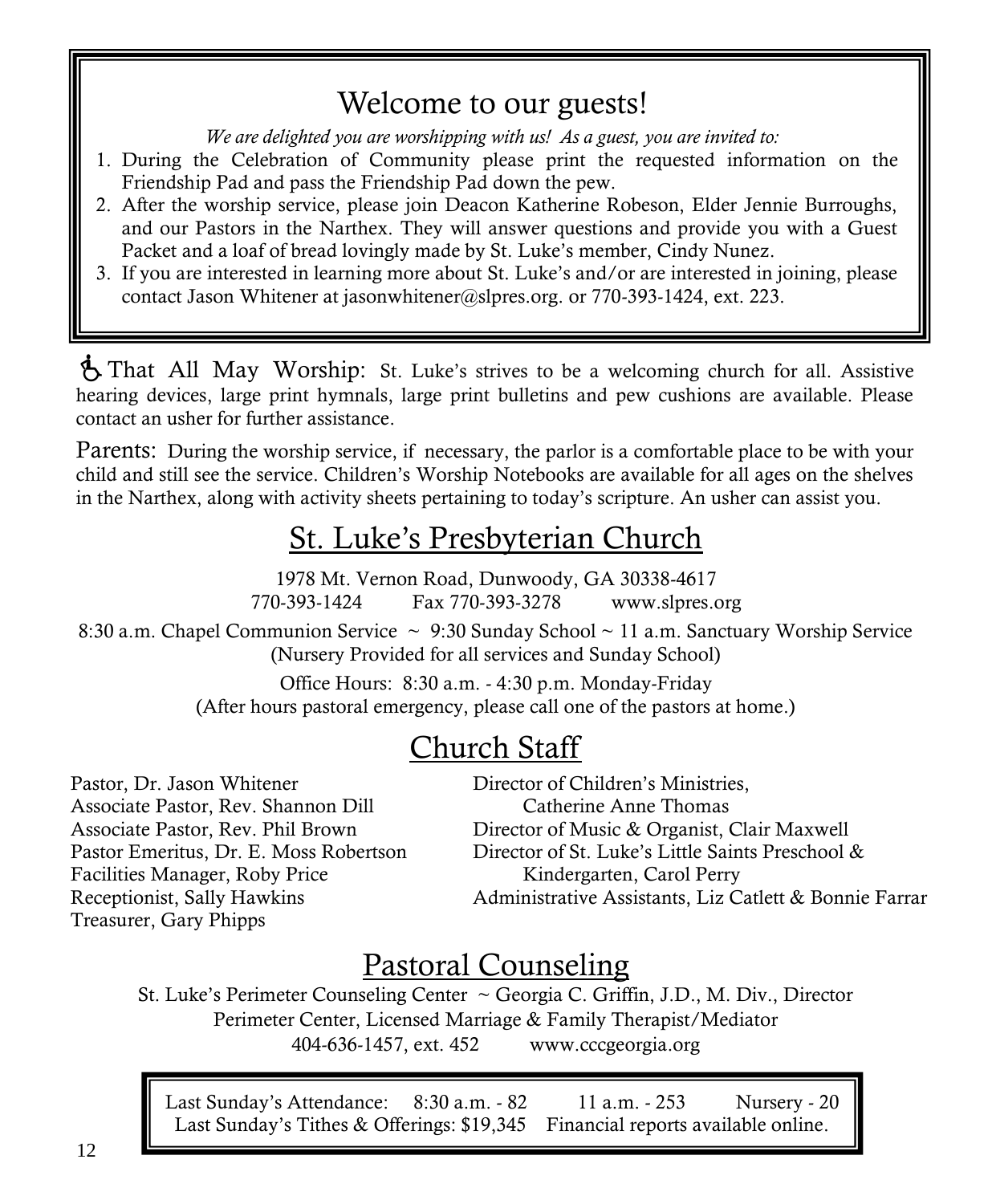## Welcome to our guests!

*We are delighted you are worshipping with us! As a guest, you are invited to:*

1. During the Celebration of Community please print the requested information on the Friendship Pad and pass the Friendship Pad down the pew.
2. After the worship service, please join Deacon Katherine Robeson, Elder Jennie Burroughs, and our Pastors in the Narthex. They will answer questions and provide you with a Guest Packet and a loaf of bread lovingly made by St. Luke's member, Cindy Nunez.
3. If you are interested in learning more about St. Luke's and/or are interested in joining, please contact Jason Whitener at jasonwhitener@slpres.org. or 770-393-1424, ext. 223.

♿ That All May Worship: St. Luke's strives to be a welcoming church for all. Assistive hearing devices, large print hymnals, large print bulletins and pew cushions are available. Please contact an usher for further assistance.

Parents: During the worship service, if necessary, the parlor is a comfortable place to be with your child and still see the service. Children's Worship Notebooks are available for all ages on the shelves in the Narthex, along with activity sheets pertaining to today's scripture. An usher can assist you.

## St. Luke's Presbyterian Church

1978 Mt. Vernon Road, Dunwoody, GA 30338-4617
770-393-1424 Fax 770-393-3278 www.slpres.org

8:30 a.m. Chapel Communion Service ~ 9:30 Sunday School ~ 11 a.m. Sanctuary Worship Service
(Nursery Provided for all services and Sunday School)

Office Hours: 8:30 a.m. - 4:30 p.m. Monday-Friday
(After hours pastoral emergency, please call one of the pastors at home.)

## Church Staff

Pastor, Dr. Jason Whitener
Associate Pastor, Rev. Shannon Dill
Associate Pastor, Rev. Phil Brown
Pastor Emeritus, Dr. E. Moss Robertson
Facilities Manager, Roby Price
Receptionist, Sally Hawkins
Treasurer, Gary Phipps

Director of Children's Ministries, Catherine Anne Thomas
Director of Music & Organist, Clair Maxwell
Director of St. Luke's Little Saints Preschool & Kindergarten, Carol Perry
Administrative Assistants, Liz Catlett & Bonnie Farrar

## Pastoral Counseling

St. Luke's Perimeter Counseling Center ~ Georgia C. Griffin, J.D., M. Div., Director
Perimeter Center, Licensed Marriage & Family Therapist/Mediator
404-636-1457, ext. 452 www.cccgeorgia.org

Last Sunday's Attendance: 8:30 a.m. - 82 11 a.m. - 253 Nursery - 20
Last Sunday's Tithes & Offerings: $19,345 Financial reports available online.